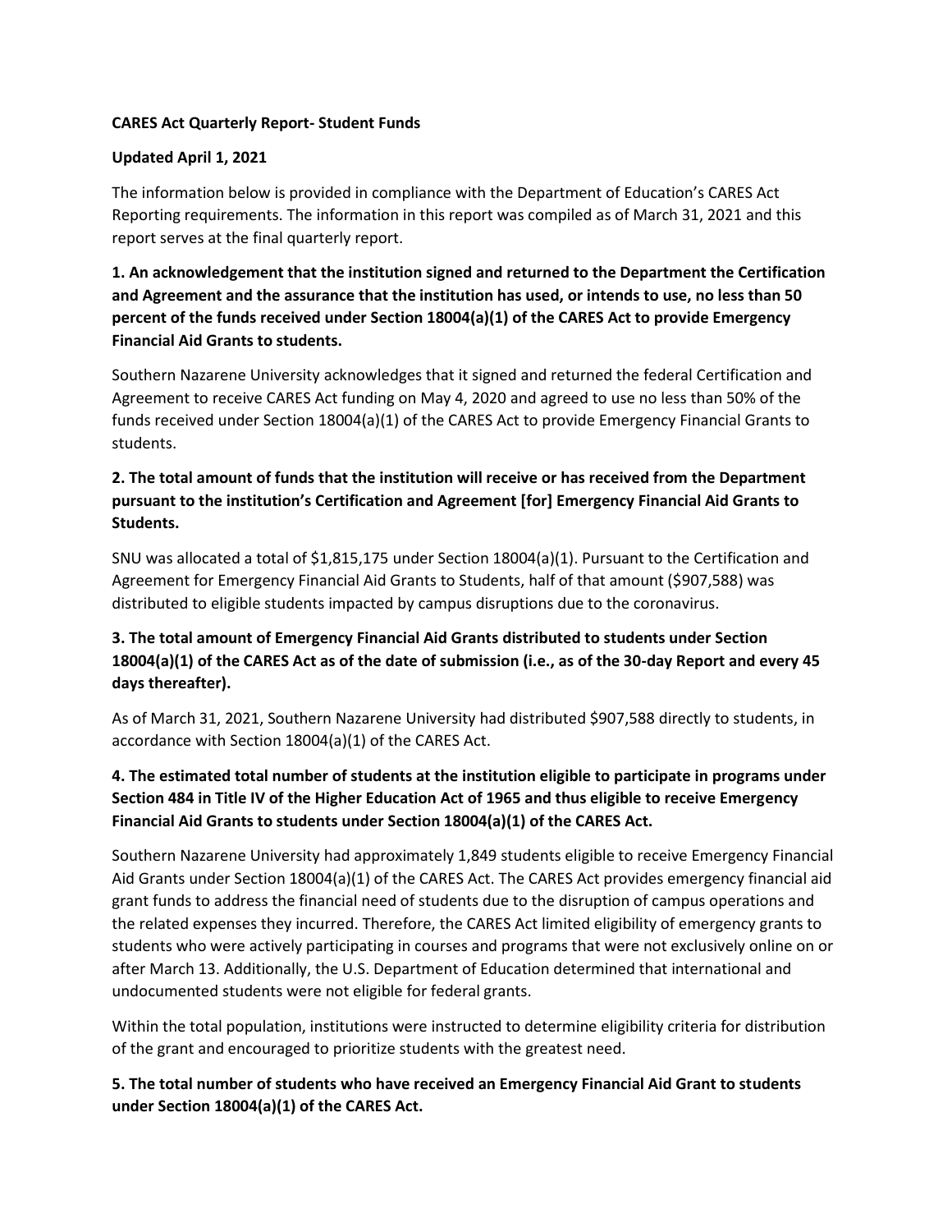**CARES Act Quarterly Report- Student Funds**

**Updated April 1, 2021**

The information below is provided in compliance with the Department of Education's CARES Act Reporting requirements. The information in this report was compiled as of March 31, 2021 and this report serves at the final quarterly report.

**1. An acknowledgement that the institution signed and returned to the Department the Certification and Agreement and the assurance that the institution has used, or intends to use, no less than 50 percent of the funds received under Section 18004(a)(1) of the CARES Act to provide Emergency Financial Aid Grants to students.**

Southern Nazarene University acknowledges that it signed and returned the federal Certification and Agreement to receive CARES Act funding on May 4, 2020 and agreed to use no less than 50% of the funds received under Section 18004(a)(1) of the CARES Act to provide Emergency Financial Grants to students.

**2. The total amount of funds that the institution will receive or has received from the Department pursuant to the institution's Certification and Agreement [for] Emergency Financial Aid Grants to Students.**

SNU was allocated a total of $1,815,175 under Section 18004(a)(1). Pursuant to the Certification and Agreement for Emergency Financial Aid Grants to Students, half of that amount ($907,588) was distributed to eligible students impacted by campus disruptions due to the coronavirus.

**3. The total amount of Emergency Financial Aid Grants distributed to students under Section 18004(a)(1) of the CARES Act as of the date of submission (i.e., as of the 30-day Report and every 45 days thereafter).**

As of March 31, 2021, Southern Nazarene University had distributed $907,588 directly to students, in accordance with Section 18004(a)(1) of the CARES Act.

**4. The estimated total number of students at the institution eligible to participate in programs under Section 484 in Title IV of the Higher Education Act of 1965 and thus eligible to receive Emergency Financial Aid Grants to students under Section 18004(a)(1) of the CARES Act.**

Southern Nazarene University had approximately 1,849 students eligible to receive Emergency Financial Aid Grants under Section 18004(a)(1) of the CARES Act. The CARES Act provides emergency financial aid grant funds to address the financial need of students due to the disruption of campus operations and the related expenses they incurred. Therefore, the CARES Act limited eligibility of emergency grants to students who were actively participating in courses and programs that were not exclusively online on or after March 13. Additionally, the U.S. Department of Education determined that international and undocumented students were not eligible for federal grants.

Within the total population, institutions were instructed to determine eligibility criteria for distribution of the grant and encouraged to prioritize students with the greatest need.

**5. The total number of students who have received an Emergency Financial Aid Grant to students under Section 18004(a)(1) of the CARES Act.**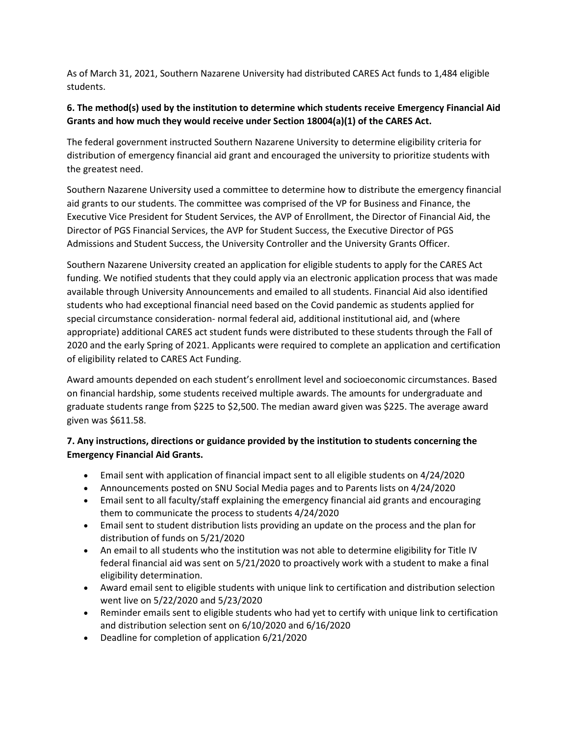As of March 31, 2021, Southern Nazarene University had distributed CARES Act funds to 1,484 eligible students.

**6. The method(s) used by the institution to determine which students receive Emergency Financial Aid Grants and how much they would receive under Section 18004(a)(1) of the CARES Act.**

The federal government instructed Southern Nazarene University to determine eligibility criteria for distribution of emergency financial aid grant and encouraged the university to prioritize students with the greatest need.

Southern Nazarene University used a committee to determine how to distribute the emergency financial aid grants to our students. The committee was comprised of the VP for Business and Finance, the Executive Vice President for Student Services, the AVP of Enrollment, the Director of Financial Aid, the Director of PGS Financial Services, the AVP for Student Success, the Executive Director of PGS Admissions and Student Success, the University Controller and the University Grants Officer.

Southern Nazarene University created an application for eligible students to apply for the CARES Act funding. We notified students that they could apply via an electronic application process that was made available through University Announcements and emailed to all students. Financial Aid also identified students who had exceptional financial need based on the Covid pandemic as students applied for special circumstance consideration- normal federal aid, additional institutional aid, and (where appropriate) additional CARES act student funds were distributed to these students through the Fall of 2020 and the early Spring of 2021. Applicants were required to complete an application and certification of eligibility related to CARES Act Funding.

Award amounts depended on each student's enrollment level and socioeconomic circumstances. Based on financial hardship, some students received multiple awards. The amounts for undergraduate and graduate students range from $225 to $2,500. The median award given was $225. The average award given was $611.58.

**7. Any instructions, directions or guidance provided by the institution to students concerning the Emergency Financial Aid Grants.**

- Email sent with application of financial impact sent to all eligible students on 4/24/2020
- Announcements posted on SNU Social Media pages and to Parents lists on 4/24/2020
- Email sent to all faculty/staff explaining the emergency financial aid grants and encouraging them to communicate the process to students 4/24/2020
- Email sent to student distribution lists providing an update on the process and the plan for distribution of funds on 5/21/2020
- An email to all students who the institution was not able to determine eligibility for Title IV federal financial aid was sent on 5/21/2020 to proactively work with a student to make a final eligibility determination.
- Award email sent to eligible students with unique link to certification and distribution selection went live on 5/22/2020 and 5/23/2020
- Reminder emails sent to eligible students who had yet to certify with unique link to certification and distribution selection sent on 6/10/2020 and 6/16/2020
- Deadline for completion of application 6/21/2020